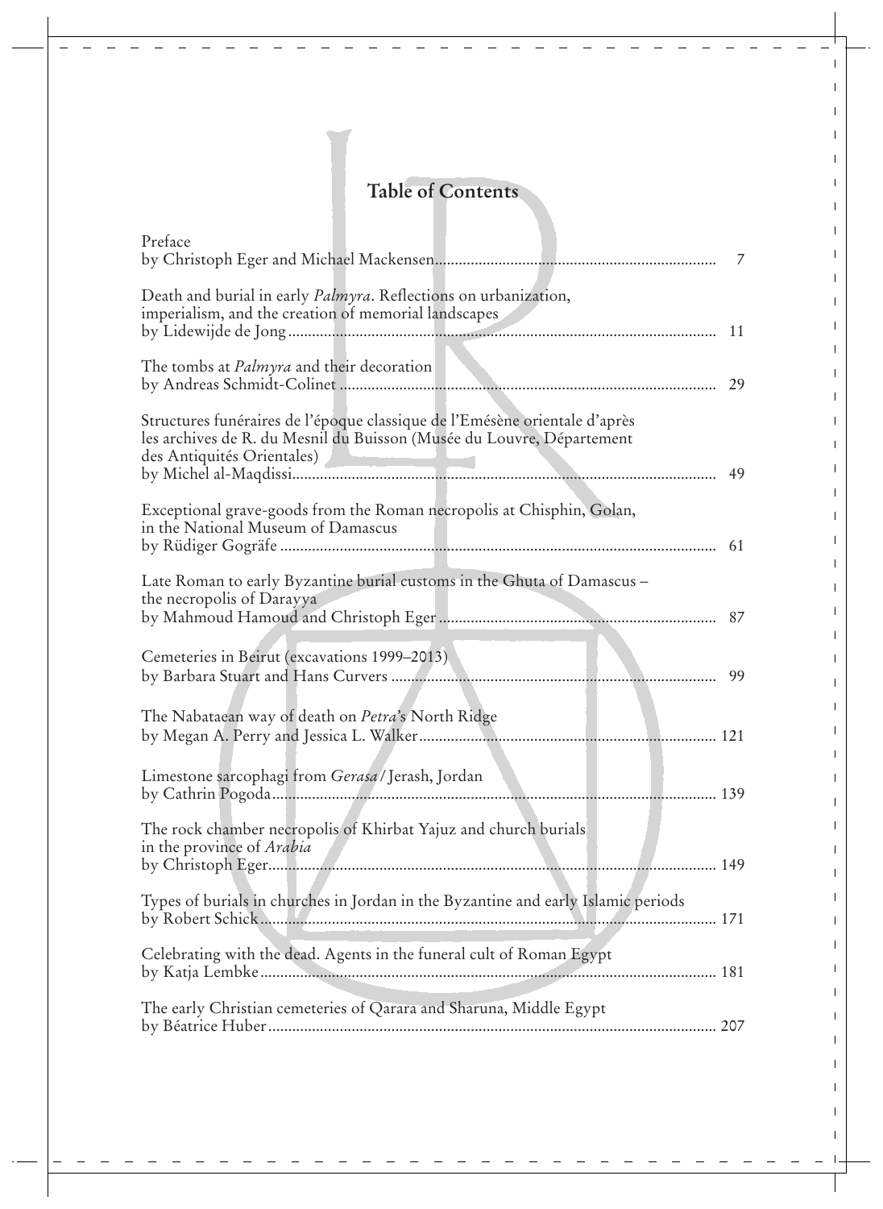# Table of Contents

Preface
by Christoph Eger and Michael Mackensen ..... 7

Death and burial in early *Palmyra*. Reflections on urbanization, imperialism, and the creation of memorial landscapes
by Lidewijde de Jong ..... 11

The tombs at *Palmyra* and their decoration
by Andreas Schmidt-Colinet ..... 29

Structures funéraires de l'époque classique de l'Emésène orientale d'après les archives de R. du Mesnil du Buisson (Musée du Louvre, Département des Antiquités Orientales)
by Michel al-Maqdissi ..... 49

Exceptional grave-goods from the Roman necropolis at Chisphin, Golan, in the National Museum of Damascus
by Rüdiger Gogräfe ..... 61

Late Roman to early Byzantine burial customs in the Ghuta of Damascus – the necropolis of Darayya
by Mahmoud Hamoud and Christoph Eger ..... 87

Cemeteries in Beirut (excavations 1999–2013)
by Barbara Stuart and Hans Curvers ..... 99

The Nabataean way of death on *Petra*'s North Ridge
by Megan A. Perry and Jessica L. Walker ..... 121

Limestone sarcophagi from *Gerasa* / Jerash, Jordan
by Cathrin Pogoda ..... 139

The rock chamber necropolis of Khirbat Yajuz and church burials in the province of *Arabia*
by Christoph Eger ..... 149

Types of burials in churches in Jordan in the Byzantine and early Islamic periods
by Robert Schick ..... 171

Celebrating with the dead. Agents in the funeral cult of Roman Egypt
by Katja Lembke ..... 181

The early Christian cemeteries of Qarara and Sharuna, Middle Egypt
by Béatrice Huber ..... 207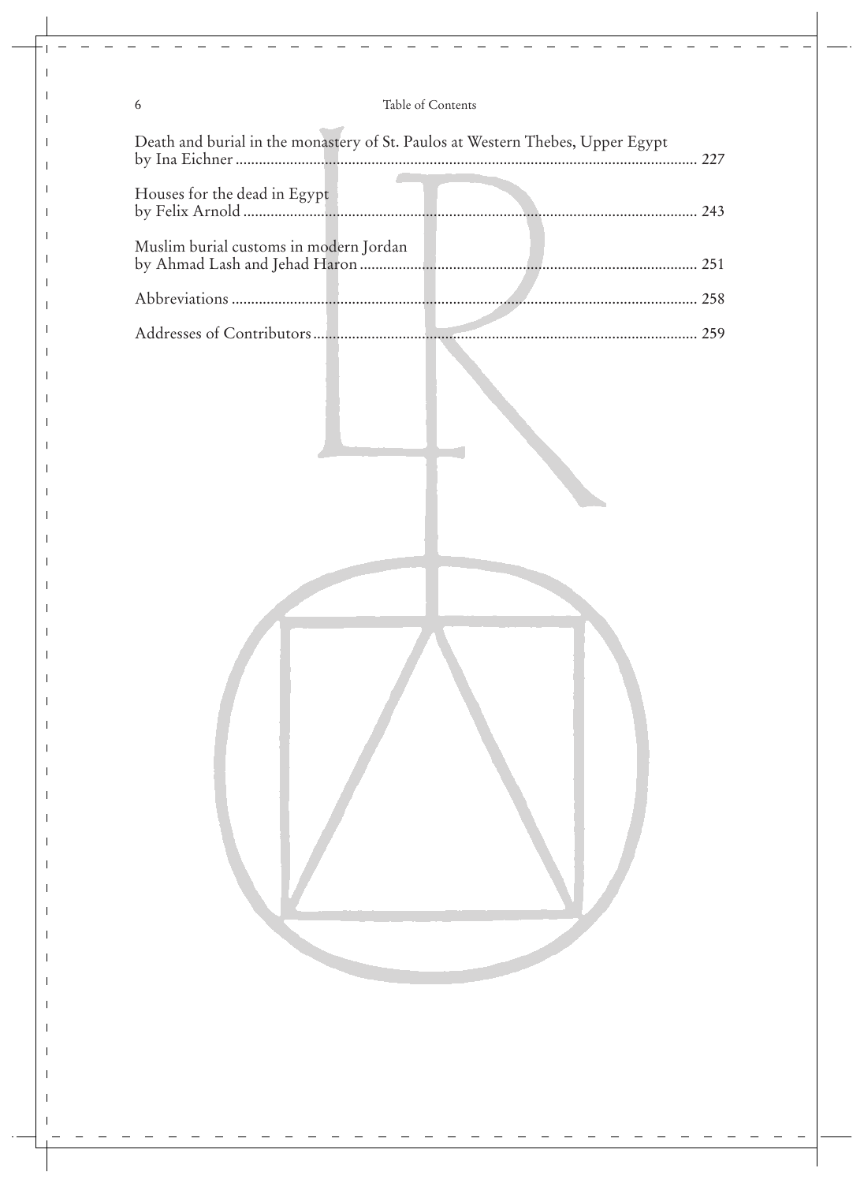Death and burial in the monastery of St. Paulos at Western Thebes, Upper Egypt
by Ina Eichner ........................................................................................................ 227

Houses for the dead in Egypt
by Felix Arnold ...................................................................................................... 243

Muslim burial customs in modern Jordan
by Ahmad Lash and Jehad Haron ......................................................................... 251

Abbreviations ......................................................................................................... 258

Addresses of Contributors ..................................................................................... 259